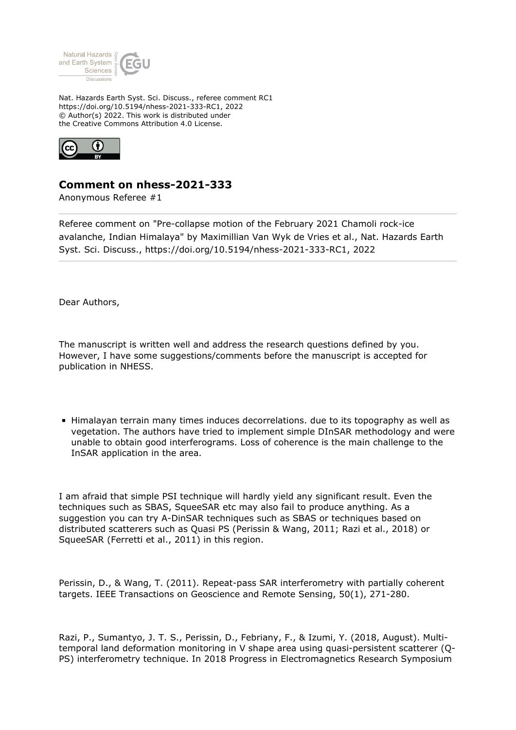Nat. Hazards Earth Syst. Sci. Discuss., referee comment RC1
https://doi.org/10.5194/nhess-2021-333-RC1, 2022
© Author(s) 2022. This work is distributed under
the Creative Commons Attribution 4.0 License.

## Comment on nhess-2021-333

Anonymous Referee #1

Referee comment on "Pre-collapse motion of the February 2021 Chamoli rock-ice avalanche, Indian Himalaya" by Maximillian Van Wyk de Vries et al., Nat. Hazards Earth Syst. Sci. Discuss., https://doi.org/10.5194/nhess-2021-333-RC1, 2022

Dear Authors,

The manuscript is written well and address the research questions defined by you. However, I have some suggestions/comments before the manuscript is accepted for publication in NHESS.

- Himalayan terrain many times induces decorrelations. due to its topography as well as vegetation. The authors have tried to implement simple DInSAR methodology and were unable to obtain good interferograms. Loss of coherence is the main challenge to the InSAR application in the area.

I am afraid that simple PSI technique will hardly yield any significant result. Even the techniques such as SBAS, SqueeSAR etc may also fail to produce anything. As a suggestion you can try A-DinSAR techniques such as SBAS or techniques based on distributed scatterers such as Quasi PS (Perissin & Wang, 2011; Razi et al., 2018) or SqueeSAR (Ferretti et al., 2011) in this region.

Perissin, D., & Wang, T. (2011). Repeat-pass SAR interferometry with partially coherent targets. IEEE Transactions on Geoscience and Remote Sensing, 50(1), 271-280.

Razi, P., Sumantyo, J. T. S., Perissin, D., Febriany, F., & Izumi, Y. (2018, August). Multi-temporal land deformation monitoring in V shape area using quasi-persistent scatterer (Q-PS) interferometry technique. In 2018 Progress in Electromagnetics Research Symposium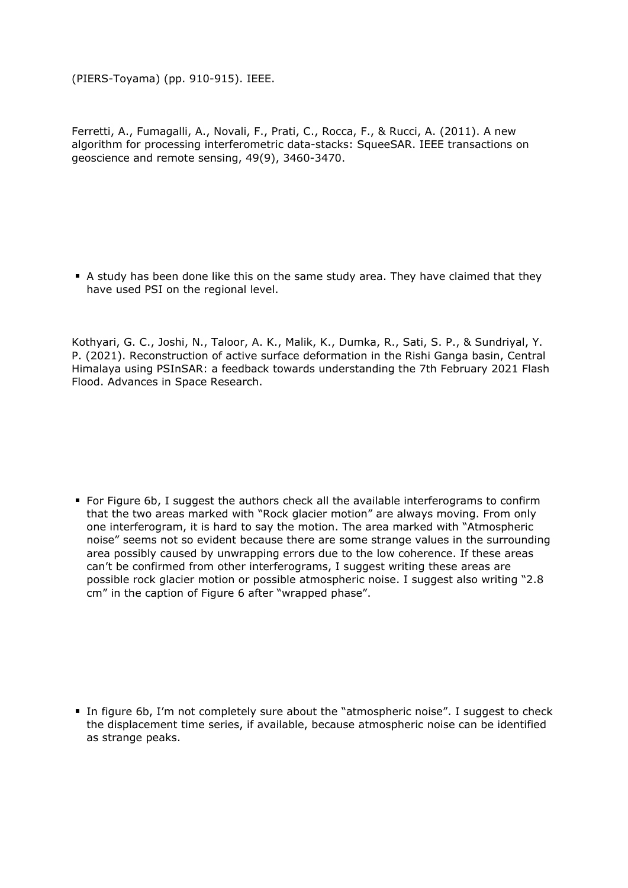(PIERS-Toyama) (pp. 910-915). IEEE.

Ferretti, A., Fumagalli, A., Novali, F., Prati, C., Rocca, F., & Rucci, A. (2011). A new algorithm for processing interferometric data-stacks: SqueeSAR. IEEE transactions on geoscience and remote sensing, 49(9), 3460-3470.

- A study has been done like this on the same study area. They have claimed that they have used PSI on the regional level.

Kothyari, G. C., Joshi, N., Taloor, A. K., Malik, K., Dumka, R., Sati, S. P., & Sundriyal, Y. P. (2021). Reconstruction of active surface deformation in the Rishi Ganga basin, Central Himalaya using PSInSAR: a feedback towards understanding the 7th February 2021 Flash Flood. Advances in Space Research.

- For Figure 6b, I suggest the authors check all the available interferograms to confirm that the two areas marked with "Rock glacier motion" are always moving. From only one interferogram, it is hard to say the motion. The area marked with "Atmospheric noise" seems not so evident because there are some strange values in the surrounding area possibly caused by unwrapping errors due to the low coherence. If these areas can't be confirmed from other interferograms, I suggest writing these areas are possible rock glacier motion or possible atmospheric noise. I suggest also writing "2.8 cm" in the caption of Figure 6 after "wrapped phase".

- In figure 6b, I'm not completely sure about the "atmospheric noise". I suggest to check the displacement time series, if available, because atmospheric noise can be identified as strange peaks.